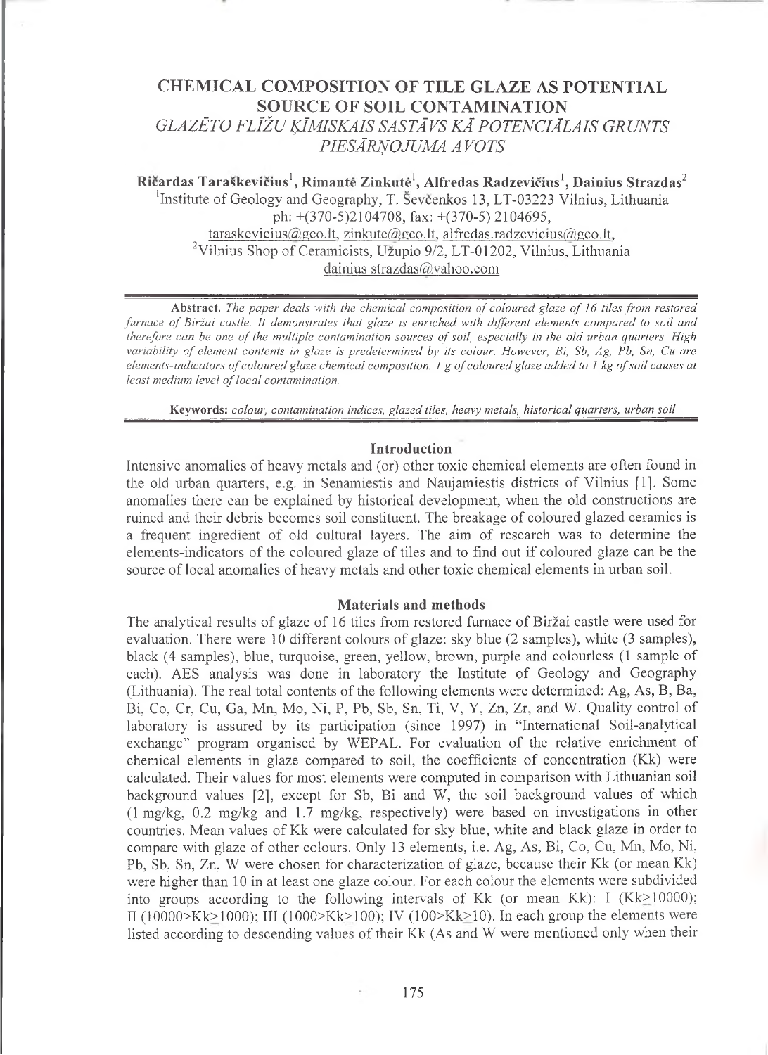# CHEMICAL COMPOSITION OF TILE GLAZE AS POTENTIAL SOURCE OF SOIL CONTAMINATION

## *GLAZĒTO FLĪŽU ĶĪMISKAIS SASTĀVS KĀ POTENCIĀLAIS GRUNTS PIESĀRŅOJUMA AVOTS*

**Ričardas Taraškevičius**[1], **Rimantė Zinkutė**[1], **Alfredas Radzevičius**[1], **Dainius Strazdas**[2]

[1]Institute of Geology and Geography, T. Ševčenkos 13, LT-03223 Vilnius, Lithuania
ph: +(370-5)2104708, fax: +(370-5) 2104695,
taraskevicius@geo.lt, zinkute@geo.lt, alfredas.radzevicius@geo.lt,
[2]Vilnius Shop of Ceramicists, Užupio 9/2, LT-01202, Vilnius, Lithuania
dainius strazdas@yahoo.com

**Abstract.** *The paper deals with the chemical composition of coloured glaze of 16 tiles from restored furnace of Biržai castle. It demonstrates that glaze is enriched with different elements compared to soil and therefore can be one of the multiple contamination sources of soil, especially in the old urban quarters. High variability of element contents in glaze is predetermined by its colour. However, Bi, Sb, Ag, Pb, Sn, Cu are elements-indicators of coloured glaze chemical composition. 1 g of coloured glaze added to 1 kg of soil causes at least medium level of local contamination.*

**Keywords:** *colour, contamination indices, glazed tiles, heavy metals, historical quarters, urban soil*

### Introduction

Intensive anomalies of heavy metals and (or) other toxic chemical elements are often found in the old urban quarters, e.g. in Senamiestis and Naujamiestis districts of Vilnius [1]. Some anomalies there can be explained by historical development, when the old constructions are ruined and their debris becomes soil constituent. The breakage of coloured glazed ceramics is a frequent ingredient of old cultural layers. The aim of research was to determine the elements-indicators of the coloured glaze of tiles and to find out if coloured glaze can be the source of local anomalies of heavy metals and other toxic chemical elements in urban soil.

### Materials and methods

The analytical results of glaze of 16 tiles from restored furnace of Biržai castle were used for evaluation. There were 10 different colours of glaze: sky blue (2 samples), white (3 samples), black (4 samples), blue, turquoise, green, yellow, brown, purple and colourless (1 sample of each). AES analysis was done in laboratory the Institute of Geology and Geography (Lithuania). The real total contents of the following elements were determined: Ag, As, B, Ba, Bi, Co, Cr, Cu, Ga, Mn, Mo, Ni, P, Pb, Sb, Sn, Ti, V, Y, Zn, Zr, and W. Quality control of laboratory is assured by its participation (since 1997) in "International Soil-analytical exchange" program organised by WEPAL. For evaluation of the relative enrichment of chemical elements in glaze compared to soil, the coefficients of concentration (Kk) were calculated. Their values for most elements were computed in comparison with Lithuanian soil background values [2], except for Sb, Bi and W, the soil background values of which (1 mg/kg, 0.2 mg/kg and 1.7 mg/kg, respectively) were based on investigations in other countries. Mean values of Kk were calculated for sky blue, white and black glaze in order to compare with glaze of other colours. Only 13 elements, i.e. Ag, As, Bi, Co, Cu, Mn, Mo, Ni, Pb, Sb, Sn, Zn, W were chosen for characterization of glaze, because their Kk (or mean Kk) were higher than 10 in at least one glaze colour. For each colour the elements were subdivided into groups according to the following intervals of Kk (or mean Kk): I ($Kk \geq 10000$); II ($10000 > Kk \geq 1000$); III ($1000 > Kk \geq 100$); IV ($100 > Kk \geq 10$). In each group the elements were listed according to descending values of their Kk (As and W were mentioned only when their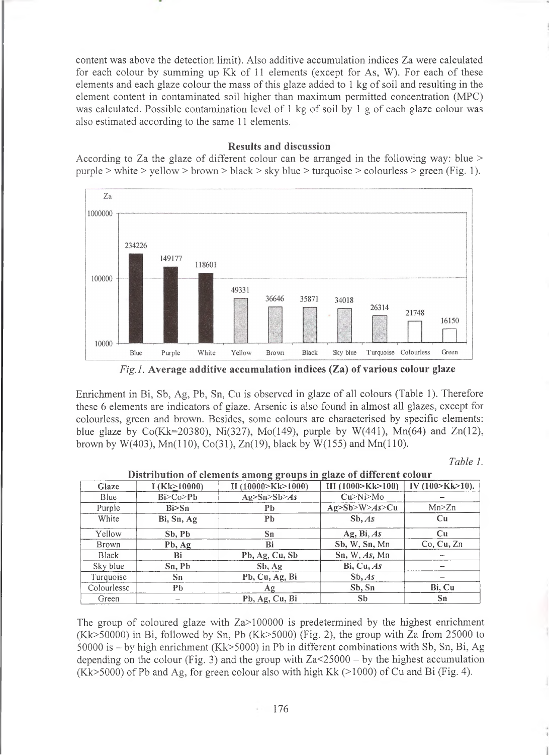content was above the detection limit). Also additive accumulation indices Za were calculated for each colour by summing up Kk of 11 elements (except for As, W). For each of these elements and each glaze colour the mass of this glaze added to 1 kg of soil and resulting in the element content in contaminated soil higher than maximum permitted concentration (MPC) was calculated. Possible contamination level of 1 kg of soil by 1 g of each glaze colour was also estimated according to the same 11 elements.

## Results and discussion

According to Za the glaze of different colour can be arranged in the following way: blue > purple > white > yellow > brown > black > sky blue > turquoise > colourless > green (Fig. 1).

*Fig.1.* **Average additive accumulation indices (Za) of various colour glaze**

Enrichment in Bi, Sb, Ag, Pb, Sn, Cu is observed in glaze of all colours (Table 1). Therefore these 6 elements are indicators of glaze. Arsenic is also found in almost all glazes, except for colourless, green and brown. Besides, some colours are characterised by specific elements: blue glaze by Co(Kk=20380), Ni(327), Mo(149), purple by W(441), Mn(64) and Zn(12), brown by W(403), Mn(110), Co(31), Zn(19), black by W(155) and Mn(110).

*Table 1.*

**Distribution of elements among groups in glaze of different colour**

| Glaze | I (Kk≥10000) | II (10000>Kk>1000) | III (1000>Kk>100) | IV (100>Kk>10). |
|---|---|---|---|---|
| Blue | Bi>Co>Pb | Ag>Sn>Sb>*As* | Cu>Ni>Mo | – |
| Purple | Bi>Sn | Pb | Ag>Sb>W>*As*>Cu | Mn>Zn |
| White | Bi, Sn, Ag | Pb | Sb, *As* | Cu |
| Yellow | Sb, Pb | Sn | Ag, Bi, *As* | Cu |
| Brown | Pb, Ag | Bi | Sb, W, Sn, Mn | Co, Cu, Zn |
| Black | Bi | Pb, Ag, Cu, Sb | Sn, W, *As*, Mn | – |
| Sky blue | Sn, Pb | Sb, Ag | Bi, Cu, *As* | – |
| Turquoise | Sn | Pb, Cu, Ag, Bi | Sb, *As* | – |
| Colourlessc | Pb | Ag | Sb, Sn | Bi, Cu |
| Green | – | Pb, Ag, Cu, Bi | Sb | Sn |

The group of coloured glaze with Za>100000 is predetermined by the highest enrichment (Kk>50000) in Bi, followed by Sn, Pb (Kk>5000) (Fig. 2), the group with Za from 25000 to 50000 is – by high enrichment (Kk>5000) in Pb in different combinations with Sb, Sn, Bi, Ag depending on the colour (Fig. 3) and the group with Za<25000 – by the highest accumulation (Kk>5000) of Pb and Ag, for green colour also with high Kk (>1000) of Cu and Bi (Fig. 4).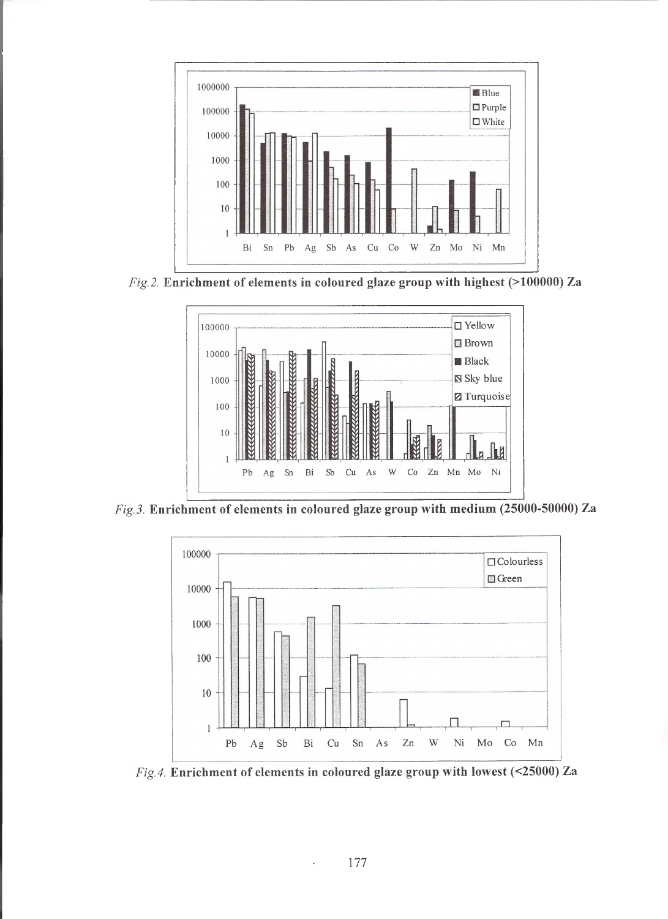*Fig.2.* **Enrichment of elements in coloured glaze group with highest (>100000) Za**

*Fig.3.* **Enrichment of elements in coloured glaze group with medium (25000-50000) Za**

*Fig.4.* **Enrichment of elements in coloured glaze group with lowest (<25000) Za**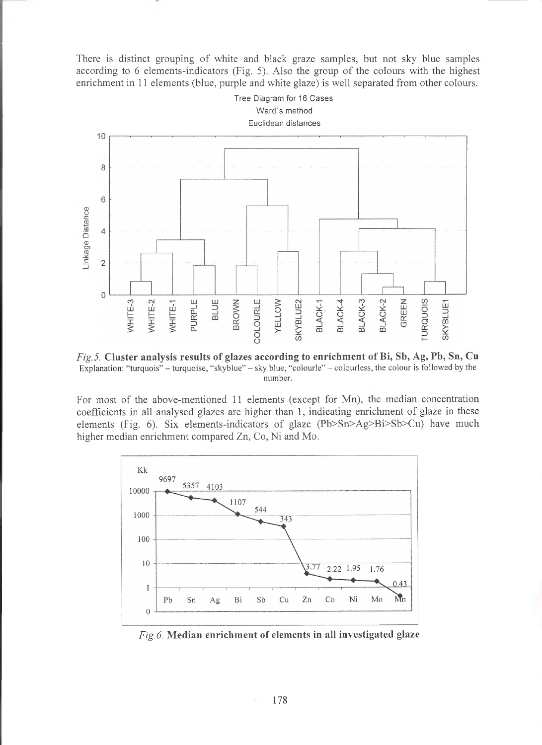There is distinct grouping of white and black graze samples, but not sky blue samples according to 6 elements-indicators (Fig. 5). Also the group of the colours with the highest enrichment in 11 elements (blue, purple and white glaze) is well separated from other colours.

*Fig.5.* **Cluster analysis results of glazes according to enrichment of Bi, Sb, Ag, Pb, Sn, Cu**
Explanation: "turquois" – turquoise, "skyblue" – sky blue, "colourle" – colourless, the colour is followed by the number.

For most of the above-mentioned 11 elements (except for Mn), the median concentration coefficients in all analysed glazes are higher than 1, indicating enrichment of glaze in these elements (Fig. 6). Six elements-indicators of glaze (Pb>Sn>Ag>Bi>Sb>Cu) have much higher median enrichment compared Zn, Co, Ni and Mo.

*Fig.6.* **Median enrichment of elements in all investigated glaze**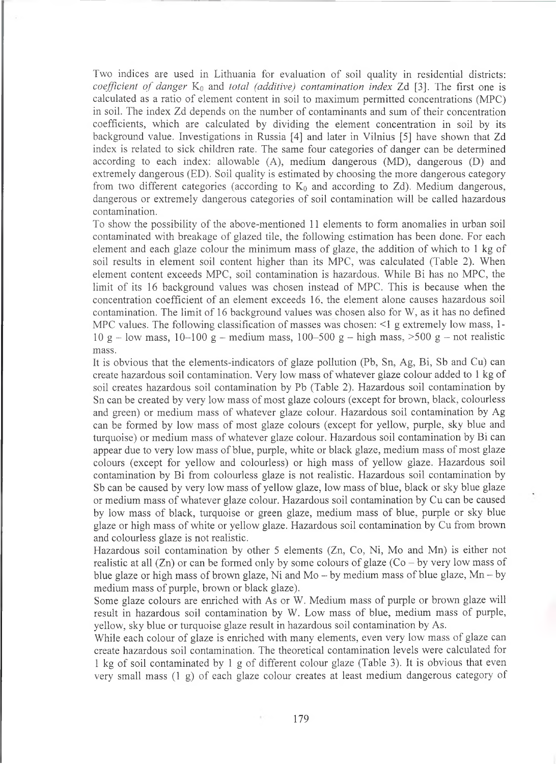Two indices are used in Lithuania for evaluation of soil quality in residential districts: *coefficient of danger* $K_0$ and *total (additive) contamination index* Zd [3]. The first one is calculated as a ratio of element content in soil to maximum permitted concentrations (MPC) in soil. The index Zd depends on the number of contaminants and sum of their concentration coefficients, which are calculated by dividing the element concentration in soil by its background value. Investigations in Russia [4] and later in Vilnius [5] have shown that Zd index is related to sick children rate. The same four categories of danger can be determined according to each index: allowable (A), medium dangerous (MD), dangerous (D) and extremely dangerous (ED). Soil quality is estimated by choosing the more dangerous category from two different categories (according to $K_0$ and according to Zd). Medium dangerous, dangerous or extremely dangerous categories of soil contamination will be called hazardous contamination.

To show the possibility of the above-mentioned 11 elements to form anomalies in urban soil contaminated with breakage of glazed tile, the following estimation has been done. For each element and each glaze colour the minimum mass of glaze, the addition of which to 1 kg of soil results in element soil content higher than its MPC, was calculated (Table 2). When element content exceeds MPC, soil contamination is hazardous. While Bi has no MPC, the limit of its 16 background values was chosen instead of MPC. This is because when the concentration coefficient of an element exceeds 16, the element alone causes hazardous soil contamination. The limit of 16 background values was chosen also for W, as it has no defined MPC values. The following classification of masses was chosen: <1 g extremely low mass, 1-10 g – low mass, 10–100 g – medium mass, 100–500 g – high mass, >500 g – not realistic mass.

It is obvious that the elements-indicators of glaze pollution (Pb, Sn, Ag, Bi, Sb and Cu) can create hazardous soil contamination. Very low mass of whatever glaze colour added to 1 kg of soil creates hazardous soil contamination by Pb (Table 2). Hazardous soil contamination by Sn can be created by very low mass of most glaze colours (except for brown, black, colourless and green) or medium mass of whatever glaze colour. Hazardous soil contamination by Ag can be formed by low mass of most glaze colours (except for yellow, purple, sky blue and turquoise) or medium mass of whatever glaze colour. Hazardous soil contamination by Bi can appear due to very low mass of blue, purple, white or black glaze, medium mass of most glaze colours (except for yellow and colourless) or high mass of yellow glaze. Hazardous soil contamination by Bi from colourless glaze is not realistic. Hazardous soil contamination by Sb can be caused by very low mass of yellow glaze, low mass of blue, black or sky blue glaze or medium mass of whatever glaze colour. Hazardous soil contamination by Cu can be caused by low mass of black, turquoise or green glaze, medium mass of blue, purple or sky blue glaze or high mass of white or yellow glaze. Hazardous soil contamination by Cu from brown and colourless glaze is not realistic.

Hazardous soil contamination by other 5 elements (Zn, Co, Ni, Mo and Mn) is either not realistic at all (Zn) or can be formed only by some colours of glaze (Co – by very low mass of blue glaze or high mass of brown glaze, Ni and Mo – by medium mass of blue glaze, Mn – by medium mass of purple, brown or black glaze).

Some glaze colours are enriched with As or W. Medium mass of purple or brown glaze will result in hazardous soil contamination by W. Low mass of blue, medium mass of purple, yellow, sky blue or turquoise glaze result in hazardous soil contamination by As.

While each colour of glaze is enriched with many elements, even very low mass of glaze can create hazardous soil contamination. The theoretical contamination levels were calculated for 1 kg of soil contaminated by 1 g of different colour glaze (Table 3). It is obvious that even very small mass (1 g) of each glaze colour creates at least medium dangerous category of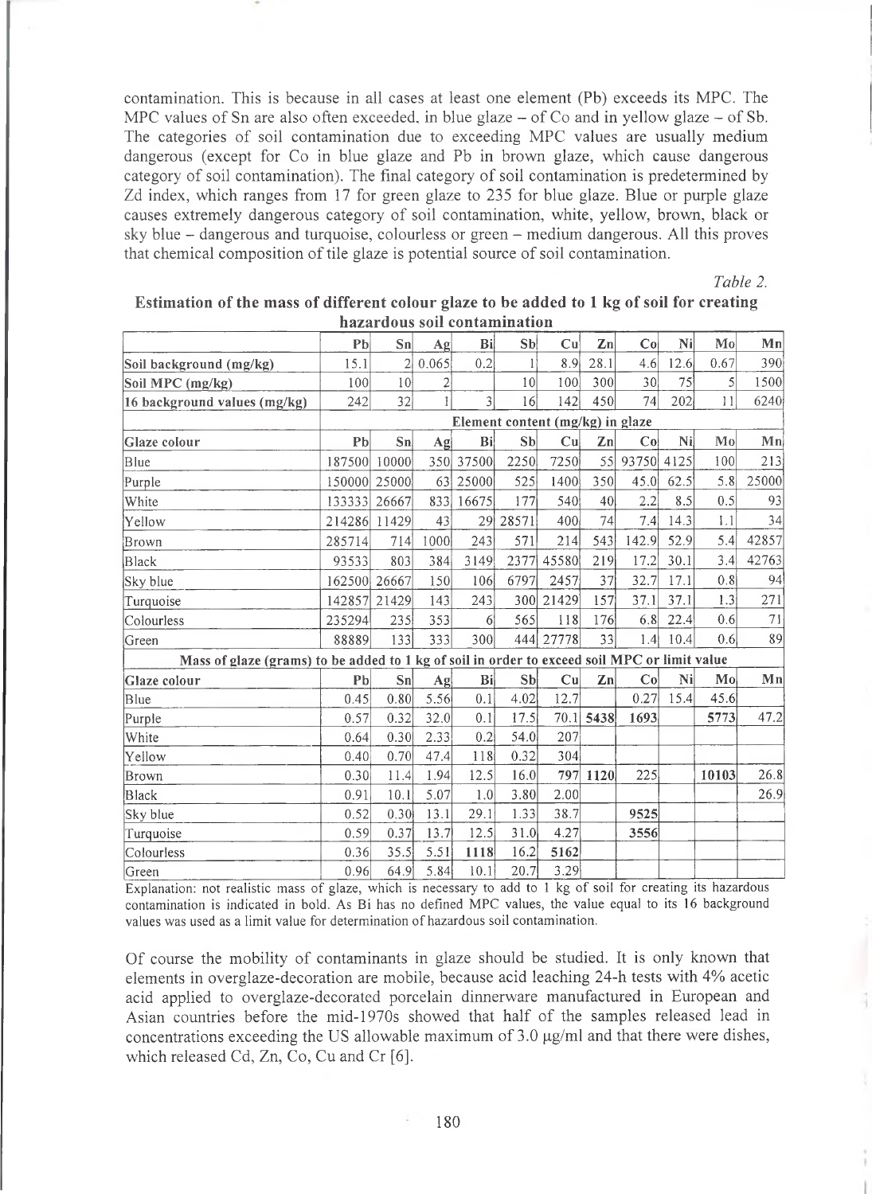contamination. This is because in all cases at least one element (Pb) exceeds its MPC. The MPC values of Sn are also often exceeded, in blue glaze – of Co and in yellow glaze – of Sb. The categories of soil contamination due to exceeding MPC values are usually medium dangerous (except for Co in blue glaze and Pb in brown glaze, which cause dangerous category of soil contamination). The final category of soil contamination is predetermined by Zd index, which ranges from 17 for green glaze to 235 for blue glaze. Blue or purple glaze causes extremely dangerous category of soil contamination, white, yellow, brown, black or sky blue – dangerous and turquoise, colourless or green – medium dangerous. All this proves that chemical composition of tile glaze is potential source of soil contamination.

*Table 2.*

**Estimation of the mass of different colour glaze to be added to 1 kg of soil for creating hazardous soil contamination**

| | Pb | Sn | Ag | Bi | Sb | Cu | Zn | Co | Ni | Mo | Mn |
|---|---|---|---|---|---|---|---|---|---|---|---|
| Soil background (mg/kg) | 15.1 | 2 | 0.065 | 0.2 | 1 | 8.9 | 28.1 | 4.6 | 12.6 | 0.67 | 390 |
| Soil MPC (mg/kg) | 100 | 10 | 2 | | 10 | 100 | 300 | 30 | 75 | 5 | 1500 |
| 16 background values (mg/kg) | 242 | 32 | 1 | 3 | 16 | 142 | 450 | 74 | 202 | 11 | 6240 |
| | **Element content (mg/kg) in glaze** | | | | | | | | | | |
| **Glaze colour** | **Pb** | **Sn** | **Ag** | **Bi** | **Sb** | **Cu** | **Zn** | **Co** | **Ni** | **Mo** | **Mn** |
| Blue | 187500 | 10000 | 350 | 37500 | 2250 | 7250 | 55 | 93750 | 4125 | 100 | 213 |
| Purple | 150000 | 25000 | 63 | 25000 | 525 | 1400 | 350 | 45.0 | 62.5 | 5.8 | 25000 |
| White | 133333 | 26667 | 833 | 16675 | 177 | 540 | 40 | 2.2 | 8.5 | 0.5 | 93 |
| Yellow | 214286 | 11429 | 43 | 29 | 28571 | 400 | 74 | 7.4 | 14.3 | 1.1 | 34 |
| Brown | 285714 | 714 | 1000 | 243 | 571 | 214 | 543 | 142.9 | 52.9 | 5.4 | 42857 |
| Black | 93533 | 803 | 384 | 3149 | 2377 | 45580 | 219 | 17.2 | 30.1 | 3.4 | 42763 |
| Sky blue | 162500 | 26667 | 150 | 106 | 6797 | 2457 | 37 | 32.7 | 17.1 | 0.8 | 94 |
| Turquoise | 142857 | 21429 | 143 | 243 | 300 | 21429 | 157 | 37.1 | 37.1 | 1.3 | 271 |
| Colourless | 235294 | 235 | 353 | 6 | 565 | 118 | 176 | 6.8 | 22.4 | 0.6 | 71 |
| Green | 88889 | 133 | 333 | 300 | 444 | 27778 | 33 | 1.4 | 10.4 | 0.6 | 89 |
| **Mass of glaze (grams) to be added to 1 kg of soil in order to exceed soil MPC or limit value** | | | | | | | | | | | |
| **Glaze colour** | **Pb** | **Sn** | **Ag** | **Bi** | **Sb** | **Cu** | **Zn** | **Co** | **Ni** | **Mo** | **Mn** |
| Blue | 0.45 | 0.80 | 5.56 | 0.1 | 4.02 | 12.7 | | 0.27 | 15.4 | 45.6 | |
| Purple | 0.57 | 0.32 | 32.0 | 0.1 | 17.5 | 70.1 | **5438** | **1693** | | **5773** | 47.2 |
| White | 0.64 | 0.30 | 2.33 | 0.2 | 54.0 | 207 | | | | | |
| Yellow | 0.40 | 0.70 | 47.4 | 118 | 0.32 | 304 | | | | | |
| Brown | 0.30 | 11.4 | 1.94 | 12.5 | 16.0 | **797** | **1120** | 225 | | **10103** | 26.8 |
| Black | 0.91 | 10.1 | 5.07 | 1.0 | 3.80 | 2.00 | | | | | 26.9 |
| Sky blue | 0.52 | 0.30 | 13.1 | 29.1 | 1.33 | 38.7 | | **9525** | | | |
| Turquoise | 0.59 | 0.37 | 13.7 | 12.5 | 31.0 | 4.27 | | **3556** | | | |
| Colourless | 0.36 | 35.5 | 5.51 | **1118** | 16.2 | **5162** | | | | | |
| Green | 0.96 | 64.9 | 5.84 | 10.1 | 20.7 | 3.29 | | | | | |

Explanation: not realistic mass of glaze, which is necessary to add to 1 kg of soil for creating its hazardous contamination is indicated in bold. As Bi has no defined MPC values, the value equal to its 16 background values was used as a limit value for determination of hazardous soil contamination.

Of course the mobility of contaminants in glaze should be studied. It is only known that elements in overglaze-decoration are mobile, because acid leaching 24-h tests with 4% acetic acid applied to overglaze-decorated porcelain dinnerware manufactured in European and Asian countries before the mid-1970s showed that half of the samples released lead in concentrations exceeding the US allowable maximum of 3.0 μg/ml and that there were dishes, which released Cd, Zn, Co, Cu and Cr [6].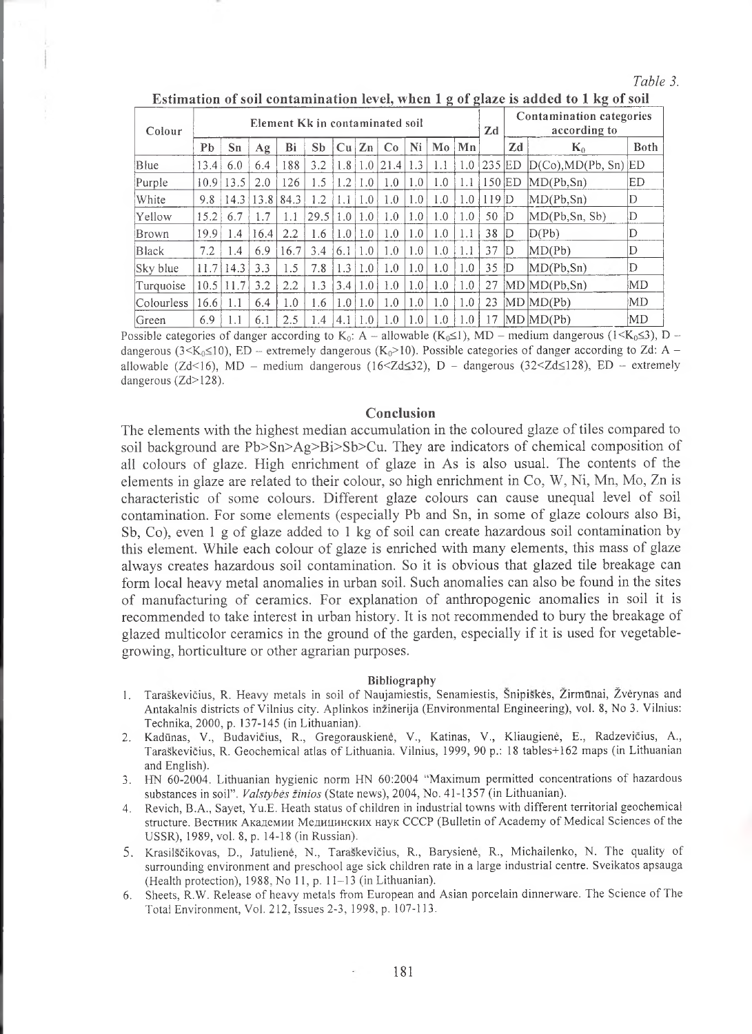*Table 3.*

**Estimation of soil contamination level, when 1 g of glaze is added to 1 kg of soil**

| Colour | Element Kk in contaminated soil | | | | | | | | | | | Zd | Contamination categories according to | | |
|---|---|---|---|---|---|---|---|---|---|---|---|---|---|---|---|
| | Pb | Sn | Ag | Bi | Sb | Cu | Zn | Co | Ni | Mo | Mn | | Zd | $K_0$ | Both |
| Blue | 13.4 | 6.0 | 6.4 | 188 | 3.2 | 1.8 | 1.0 | 21.4 | 1.3 | 1.1 | 1.0 | 235 | ED | D(Co),MD(Pb, Sn) | ED |
| Purple | 10.9 | 13.5 | 2.0 | 126 | 1.5 | 1.2 | 1.0 | 1.0 | 1.0 | 1.0 | 1.1 | 150 | ED | MD(Pb,Sn) | ED |
| White | 9.8 | 14.3 | 13.8 | 84.3 | 1.2 | 1.1 | 1.0 | 1.0 | 1.0 | 1.0 | 1.0 | 119 | D | MD(Pb,Sn) | D |
| Yellow | 15.2 | 6.7 | 1.7 | 1.1 | 29.5 | 1.0 | 1.0 | 1.0 | 1.0 | 1.0 | 1.0 | 50 | D | MD(Pb,Sn, Sb) | D |
| Brown | 19.9 | 1.4 | 16.4 | 2.2 | 1.6 | 1.0 | 1.0 | 1.0 | 1.0 | 1.0 | 1.1 | 38 | D | D(Pb) | D |
| Black | 7.2 | 1.4 | 6.9 | 16.7 | 3.4 | 6.1 | 1.0 | 1.0 | 1.0 | 1.0 | 1.1 | 37 | D | MD(Pb) | D |
| Sky blue | 11.7 | 14.3 | 3.3 | 1.5 | 7.8 | 1.3 | 1.0 | 1.0 | 1.0 | 1.0 | 1.0 | 35 | D | MD(Pb,Sn) | D |
| Turquoise | 10.5 | 11.7 | 3.2 | 2.2 | 1.3 | 3.4 | 1.0 | 1.0 | 1.0 | 1.0 | 1.0 | 27 | MD | MD(Pb,Sn) | MD |
| Colourless | 16.6 | 1.1 | 6.4 | 1.0 | 1.6 | 1.0 | 1.0 | 1.0 | 1.0 | 1.0 | 1.0 | 23 | MD | MD(Pb) | MD |
| Green | 6.9 | 1.1 | 6.1 | 2.5 | 1.4 | 4.1 | 1.0 | 1.0 | 1.0 | 1.0 | 1.0 | 17 | MD | MD(Pb) | MD |

Possible categories of danger according to $K_0$: A – allowable ($K_0 \leq 1$), MD – medium dangerous ($1 < K_0 \leq 3$), D – dangerous ($3 < K_0 \leq 10$), ED – extremely dangerous ($K_0 > 10$). Possible categories of danger according to Zd: A – allowable ($Zd < 16$), MD – medium dangerous ($16 < Zd \leq 32$), D – dangerous ($32 < Zd \leq 128$), ED – extremely dangerous ($Zd > 128$).

## Conclusion

The elements with the highest median accumulation in the coloured glaze of tiles compared to soil background are Pb>Sn>Ag>Bi>Sb>Cu. They are indicators of chemical composition of all colours of glaze. High enrichment of glaze in As is also usual. The contents of the elements in glaze are related to their colour, so high enrichment in Co, W, Ni, Mn, Mo, Zn is characteristic of some colours. Different glaze colours can cause unequal level of soil contamination. For some elements (especially Pb and Sn, in some of glaze colours also Bi, Sb, Co), even 1 g of glaze added to 1 kg of soil can create hazardous soil contamination by this element. While each colour of glaze is enriched with many elements, this mass of glaze always creates hazardous soil contamination. So it is obvious that glazed tile breakage can form local heavy metal anomalies in urban soil. Such anomalies can also be found in the sites of manufacturing of ceramics. For explanation of anthropogenic anomalies in soil it is recommended to take interest in urban history. It is not recommended to bury the breakage of glazed multicolor ceramics in the ground of the garden, especially if it is used for vegetable-growing, horticulture or other agrarian purposes.

### Bibliography

1. Taraškevičius, R. Heavy metals in soil of Naujamiestis, Senamiestis, Šnipiškės, Žirmūnai, Žvėrynas and Antakalnis districts of Vilnius city. Aplinkos inžinerija (Environmental Engineering), vol. 8, No 3. Vilnius: Technika, 2000, p. 137-145 (in Lithuanian).
2. Kadūnas, V., Budavičius, R., Gregorauskienė, V., Katinas, V., Kliaugienė, E., Radzevičius, A., Taraškevičius, R. Geochemical atlas of Lithuania. Vilnius, 1999, 90 p.: 18 tables+162 maps (in Lithuanian and English).
3. HN 60-2004. Lithuanian hygienic norm HN 60:2004 "Maximum permitted concentrations of hazardous substances in soil". *Valstybės žinios* (State news), 2004, No. 41-1357 (in Lithuanian).
4. Revich, B.A., Sayet, Yu.E. Heath status of children in industrial towns with different territorial geochemical structure. Вестник Академии Медицинских наук СССР (Bulletin of Academy of Medical Sciences of the USSR), 1989, vol. 8, p. 14-18 (in Russian).
5. Krasilščikovas, D., Jatulienė, N., Taraškevičius, R., Barysienė, R., Michailenko, N. The quality of surrounding environment and preschool age sick children rate in a large industrial centre. Sveikatos apsauga (Health protection), 1988, No 11, p. 11–13 (in Lithuanian).
6. Sheets, R.W. Release of heavy metals from European and Asian porcelain dinnerware. The Science of The Total Environment, Vol. 212, Issues 2-3, 1998, p. 107-113.